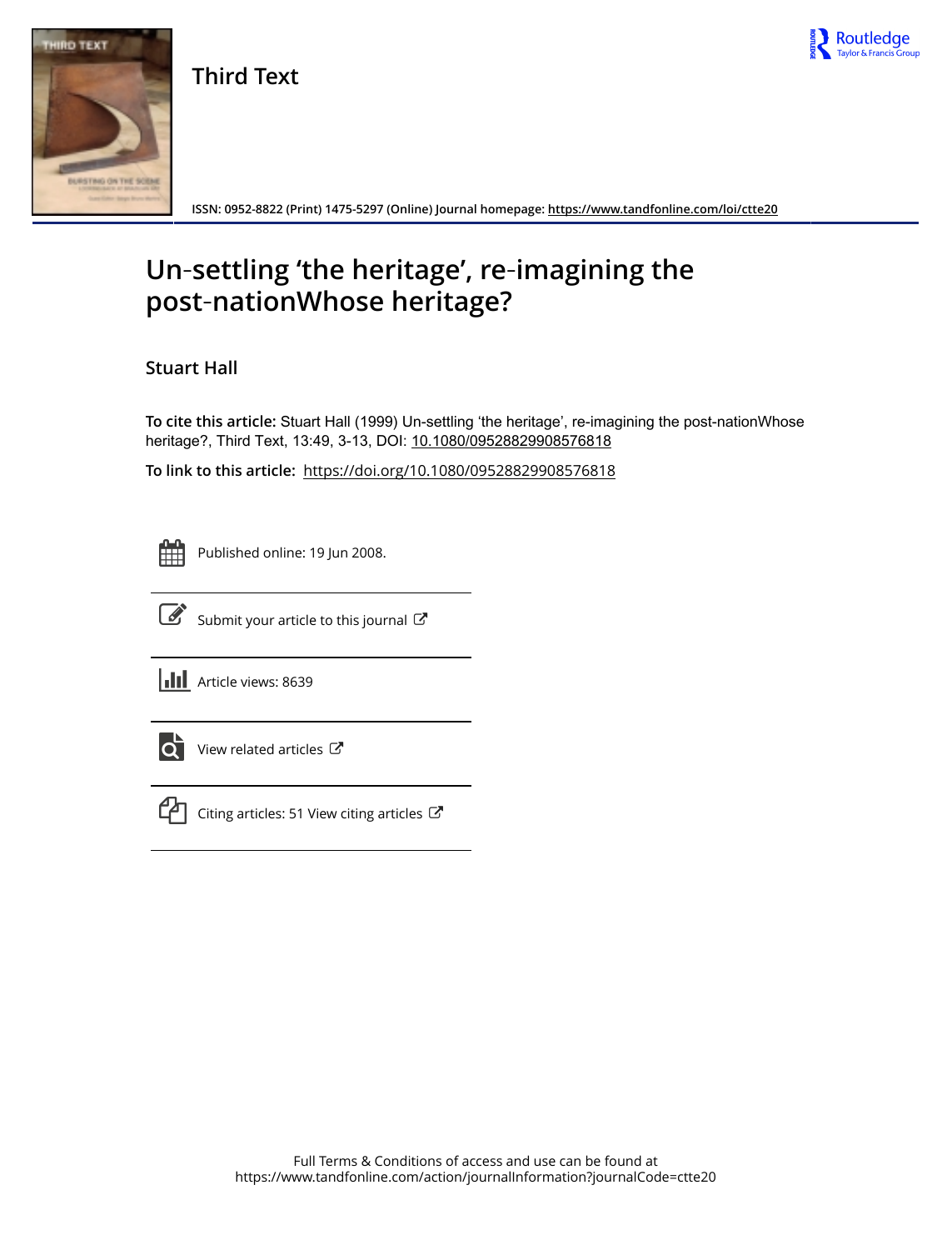# Third Text

ISSN: 0952-8822 (Print) 1475-5297 (Online) Journal homepage: https://www.tandfonline.com/loi/ctte20

# Un-settling 'the heritage', re-imagining the post-nationWhose heritage?

**Stuart Hall**

**To cite this article:** Stuart Hall (1999) Un-settling 'the heritage', re-imagining the post-nationWhose heritage?, Third Text, 13:49, 3-13, DOI: 10.1080/09528829908576818

**To link to this article:** https://doi.org/10.1080/09528829908576818

Published online: 19 Jun 2008.

Submit your article to this journal

Article views: 8639

View related articles

Citing articles: 51 View citing articles

Full Terms & Conditions of access and use can be found at https://www.tandfonline.com/action/journalInformation?journalCode=ctte20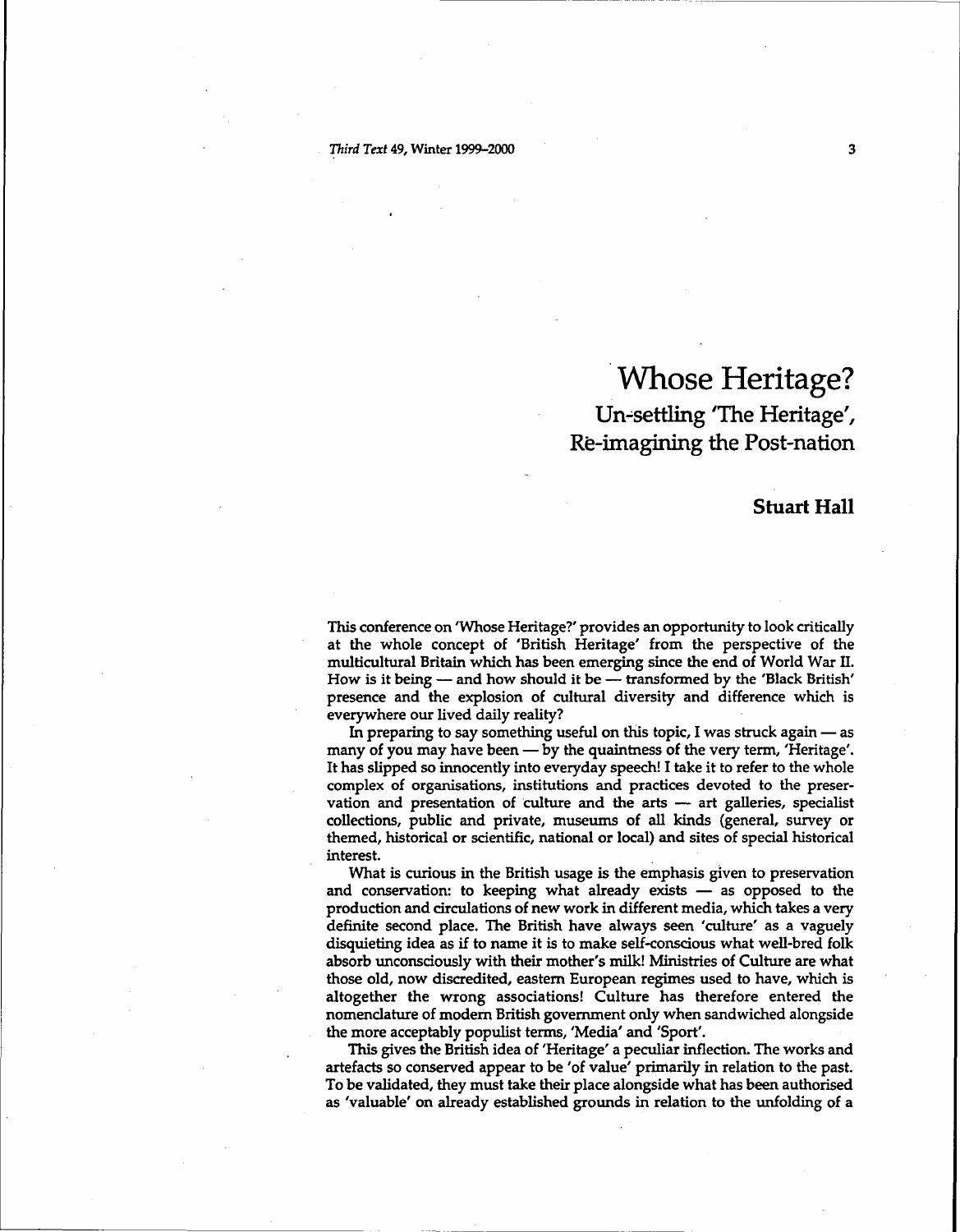# Whose Heritage?

## Un-settling 'The Heritage', Re-imagining the Post-nation

**Stuart Hall**

This conference on 'Whose Heritage?' provides an opportunity to look critically at the whole concept of 'British Heritage' from the perspective of the multicultural Britain which has been emerging since the end of World War II. How is it being — and how should it be — transformed by the 'Black British' presence and the explosion of cultural diversity and difference which is everywhere our lived daily reality?

In preparing to say something useful on this topic, I was struck again — as many of you may have been — by the quaintness of the very term, 'Heritage'. It has slipped so innocently into everyday speech! I take it to refer to the whole complex of organisations, institutions and practices devoted to the preservation and presentation of culture and the arts — art galleries, specialist collections, public and private, museums of all kinds (general, survey or themed, historical or scientific, national or local) and sites of special historical interest.

What is curious in the British usage is the emphasis given to preservation and conservation: to keeping what already exists — as opposed to the production and circulations of new work in different media, which takes a very definite second place. The British have always seen 'culture' as a vaguely disquieting idea as if to name it is to make self-conscious what well-bred folk absorb unconsciously with their mother's milk! Ministries of Culture are what those old, now discredited, eastern European regimes used to have, which is altogether the wrong associations! Culture has therefore entered the nomenclature of modern British government only when sandwiched alongside the more acceptably populist terms, 'Media' and 'Sport'.

This gives the British idea of 'Heritage' a peculiar inflection. The works and artefacts so conserved appear to be 'of value' primarily in relation to the past. To be validated, they must take their place alongside what has been authorised as 'valuable' on already established grounds in relation to the unfolding of a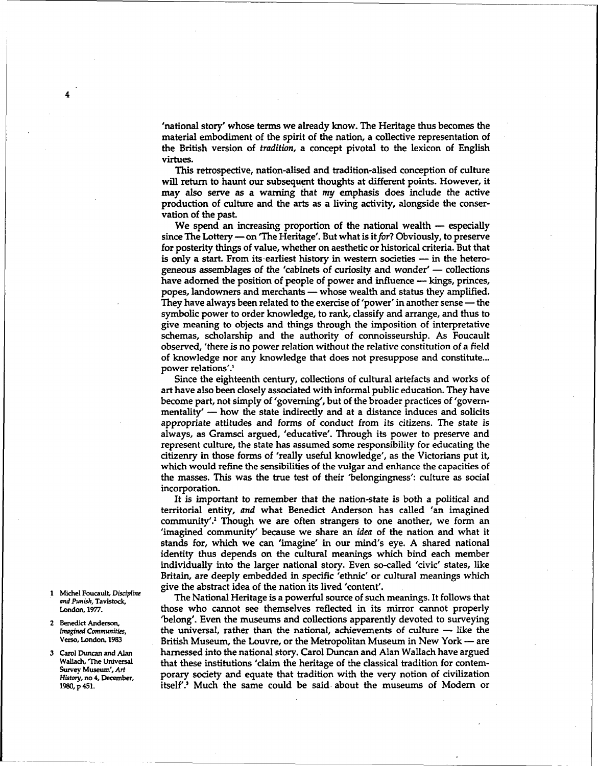'national story' whose terms we already know. The Heritage thus becomes the material embodiment of the spirit of the nation, a collective representation of the British version of *tradition*, a concept pivotal to the lexicon of English virtues.

This retrospective, nation-alised and tradition-alised conception of culture will return to haunt our subsequent thoughts at different points. However, it may also serve as a warning that *my* emphasis does include the active production of culture and the arts as a living activity, alongside the conservation of the past.

We spend an increasing proportion of the national wealth — especially since The Lottery — on 'The Heritage'. But what is it *for*? Obviously, to preserve for posterity things of value, whether on aesthetic or historical criteria. But that is only a start. From its earliest history in western societies — in the heterogeneous assemblages of the 'cabinets of curiosity and wonder' — collections have adorned the position of people of power and influence — kings, princes, popes, landowners and merchants — whose wealth and status they amplified. They have always been related to the exercise of 'power' in another sense — the symbolic power to order knowledge, to rank, classify and arrange, and thus to give meaning to objects and things through the imposition of interpretative schemas, scholarship and the authority of connoisseurship. As Foucault observed, 'there is no power relation without the relative constitution of a field of knowledge nor any knowledge that does not presuppose and constitute... power relations'.[1]

Since the eighteenth century, collections of cultural artefacts and works of art have also been closely associated with informal public education. They have become part, not simply of 'governing', but of the broader practices of 'governmentality' — how the state indirectly and at a distance induces and solicits appropriate attitudes and forms of conduct from its citizens. The state is always, as Gramsci argued, 'educative'. Through its power to preserve and represent culture, the state has assumed some responsibility for educating the citizenry in those forms of 'really useful knowledge', as the Victorians put it, which would refine the sensibilities of the vulgar and enhance the capacities of the masses. This was the true test of their 'belongingness': culture as social incorporation.

It is important to remember that the nation-state is both a political and territorial entity, *and* what Benedict Anderson has called 'an imagined community'.[2] Though we are often strangers to one another, we form an 'imagined community' because we share an *idea* of the nation and what it stands for, which we can 'imagine' in our mind's eye. A shared national identity thus depends on the cultural meanings which bind each member individually into the larger national story. Even so-called 'civic' states, like Britain, are deeply embedded in specific 'ethnic' or cultural meanings which give the abstract idea of the nation its lived 'content'.

The National Heritage is a powerful source of such meanings. It follows that those who cannot see themselves reflected in its mirror cannot properly 'belong'. Even the museums and collections apparently devoted to surveying the universal, rather than the national, achievements of culture — like the British Museum, the Louvre, or the Metropolitan Museum in New York — are harnessed into the national story. Carol Duncan and Alan Wallach have argued that these institutions 'claim the heritage of the classical tradition for contemporary society and equate that tradition with the very notion of civilization itself'.[3] Much the same could be said about the museums of Modern or

1 Michel Foucault, *Discipline and Punish*, Tavistock, London, 1977.

2 Benedict Anderson, *Imagined Communities*, Verso, London, 1983

3 Carol Duncan and Alan Wallach, 'The Universal Survey Museum', *Art History*, no 4, December, 1980, p 451.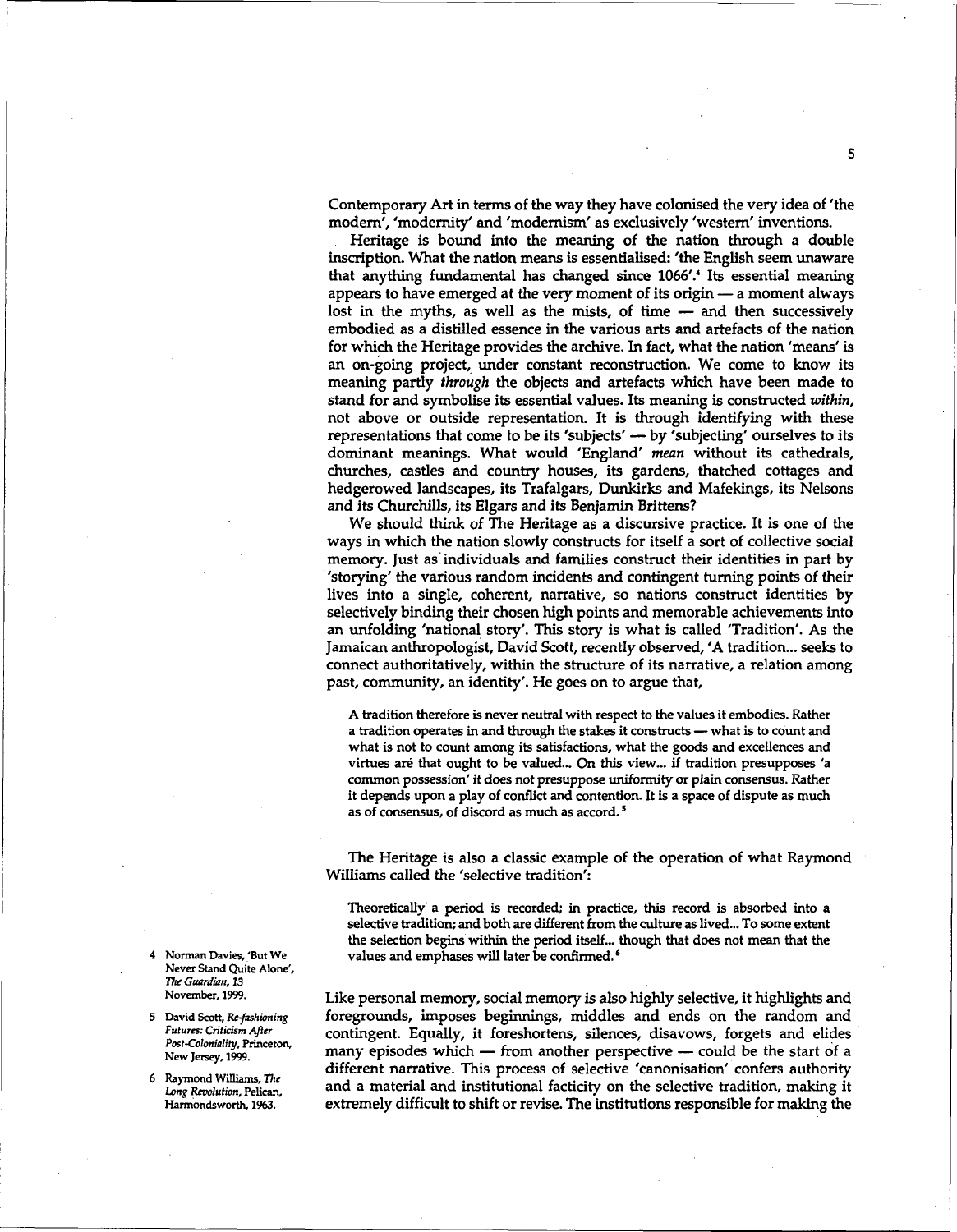Contemporary Art in terms of the way they have colonised the very idea of 'the modern', 'modernity' and 'modernism' as exclusively 'western' inventions.

Heritage is bound into the meaning of the nation through a double inscription. What the nation means is essentialised: 'the English seem unaware that anything fundamental has changed since 1066'.[4] Its essential meaning appears to have emerged at the very moment of its origin — a moment always lost in the myths, as well as the mists, of time — and then successively embodied as a distilled essence in the various arts and artefacts of the nation for which the Heritage provides the archive. In fact, what the nation 'means' is an on-going project, under constant reconstruction. We come to know its meaning partly *through* the objects and artefacts which have been made to stand for and symbolise its essential values. Its meaning is constructed *within*, not above or outside representation. It is through *identifying* with these representations that come to be its 'subjects' — by 'subjecting' ourselves to its dominant meanings. What would 'England' *mean* without its cathedrals, churches, castles and country houses, its gardens, thatched cottages and hedgerowed landscapes, its Trafalgars, Dunkirks and Mafekings, its Nelsons and its Churchills, its Elgars and its Benjamin Brittens?

We should think of The Heritage as a discursive practice. It is one of the ways in which the nation slowly constructs for itself a sort of collective social memory. Just as individuals and families construct their identities in part by 'storying' the various random incidents and contingent turning points of their lives into a single, coherent, narrative, so nations construct identities by selectively binding their chosen high points and memorable achievements into an unfolding 'national story'. This story is what is called 'Tradition'. As the Jamaican anthropologist, David Scott, recently observed, 'A tradition... seeks to connect authoritatively, within the structure of its narrative, a relation among past, community, an identity'. He goes on to argue that,

> A tradition therefore is never neutral with respect to the values it embodies. Rather a tradition operates in and through the stakes it constructs — what is to count and what is not to count among its satisfactions, what the goods and excellences and virtues are that ought to be valued... On this view... if tradition presupposes 'a common possession' it does not presuppose uniformity or plain consensus. Rather it depends upon a play of conflict and contention. It is a space of dispute as much as of consensus, of discord as much as accord.[5]

The Heritage is also a classic example of the operation of what Raymond Williams called the 'selective tradition':

> Theoretically a period is recorded; in practice, this record is absorbed into a selective tradition; and both are different from the culture as lived... To some extent the selection begins within the period itself... though that does not mean that the values and emphases will later be confirmed.[6]

Like personal memory, social memory is also highly selective, it highlights and foregrounds, imposes beginnings, middles and ends on the random and contingent. Equally, it foreshortens, silences, disavows, forgets and elides many episodes which — from another perspective — could be the start of a different narrative. This process of selective 'canonisation' confers authority and a material and institutional facticity on the selective tradition, making it extremely difficult to shift or revise. The institutions responsible for making the

4 Norman Davies, 'But We Never Stand Quite Alone', *The Guardian*, 13 November, 1999.

5 David Scott, *Re-fashioning Futures: Criticism After Post-Coloniality*, Princeton, New Jersey, 1999.

6 Raymond Williams, *The Long Revolution*, Pelican, Harmondsworth, 1963.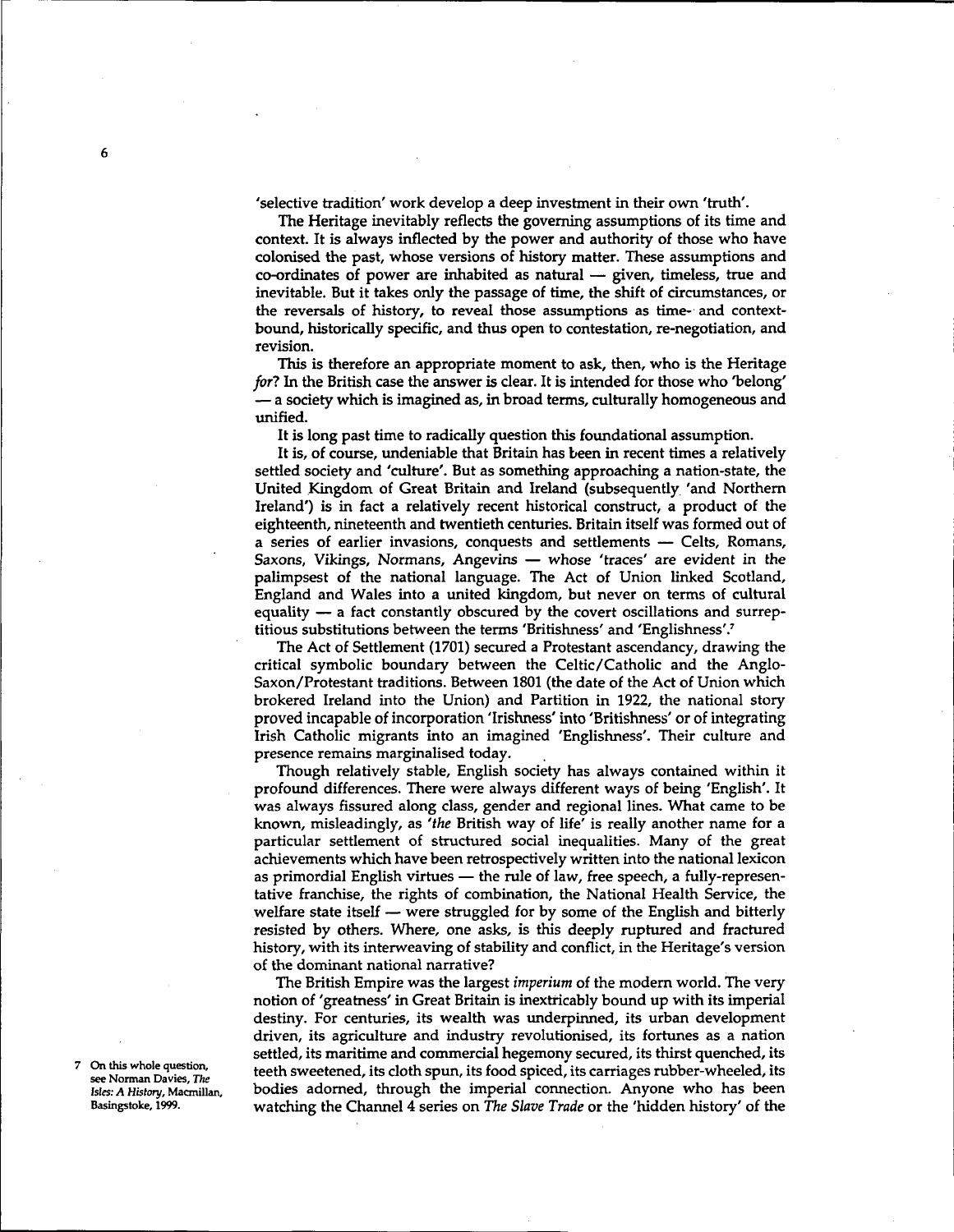'selective tradition' work develop a deep investment in their own 'truth'.

The Heritage inevitably reflects the governing assumptions of its time and context. It is always inflected by the power and authority of those who have colonised the past, whose versions of history matter. These assumptions and co-ordinates of power are inhabited as natural — given, timeless, true and inevitable. But it takes only the passage of time, the shift of circumstances, or the reversals of history, to reveal those assumptions as time- and context-bound, historically specific, and thus open to contestation, re-negotiation, and revision.

This is therefore an appropriate moment to ask, then, who is the Heritage *for*? In the British case the answer is clear. It is intended for those who 'belong' — a society which is imagined as, in broad terms, culturally homogeneous and unified.

It is long past time to radically question this foundational assumption.

It is, of course, undeniable that Britain has been in recent times a relatively settled society and 'culture'. But as something approaching a nation-state, the United Kingdom of Great Britain and Ireland (subsequently 'and Northern Ireland') is in fact a relatively recent historical construct, a product of the eighteenth, nineteenth and twentieth centuries. Britain itself was formed out of a series of earlier invasions, conquests and settlements — Celts, Romans, Saxons, Vikings, Normans, Angevins — whose 'traces' are evident in the palimpsest of the national language. The Act of Union linked Scotland, England and Wales into a united kingdom, but never on terms of cultural equality — a fact constantly obscured by the covert oscillations and surreptitious substitutions between the terms 'Britishness' and 'Englishness'.[7]

The Act of Settlement (1701) secured a Protestant ascendancy, drawing the critical symbolic boundary between the Celtic/Catholic and the Anglo-Saxon/Protestant traditions. Between 1801 (the date of the Act of Union which brokered Ireland into the Union) and Partition in 1922, the national story proved incapable of incorporation 'Irishness' into 'Britishness' or of integrating Irish Catholic migrants into an imagined 'Englishness'. Their culture and presence remains marginalised today.

Though relatively stable, English society has always contained within it profound differences. There were always different ways of being 'English'. It was always fissured along class, gender and regional lines. What came to be known, misleadingly, as '*the* British way of life' is really another name for a particular settlement of structured social inequalities. Many of the great achievements which have been retrospectively written into the national lexicon as primordial English virtues — the rule of law, free speech, a fully-representative franchise, the rights of combination, the National Health Service, the welfare state itself — were struggled for by some of the English and bitterly resisted by others. Where, one asks, is this deeply ruptured and fractured history, with its interweaving of stability and conflict, in the Heritage's version of the dominant national narrative?

The British Empire was the largest *imperium* of the modern world. The very notion of 'greatness' in Great Britain is inextricably bound up with its imperial destiny. For centuries, its wealth was underpinned, its urban development driven, its agriculture and industry revolutionised, its fortunes as a nation settled, its maritime and commercial hegemony secured, its thirst quenched, its teeth sweetened, its cloth spun, its food spiced, its carriages rubber-wheeled, its bodies adorned, through the imperial connection. Anyone who has been watching the Channel 4 series on *The Slave Trade* or the 'hidden history' of the

7 On this whole question, see Norman Davies, *The Isles: A History*, Macmillan, Basingstoke, 1999.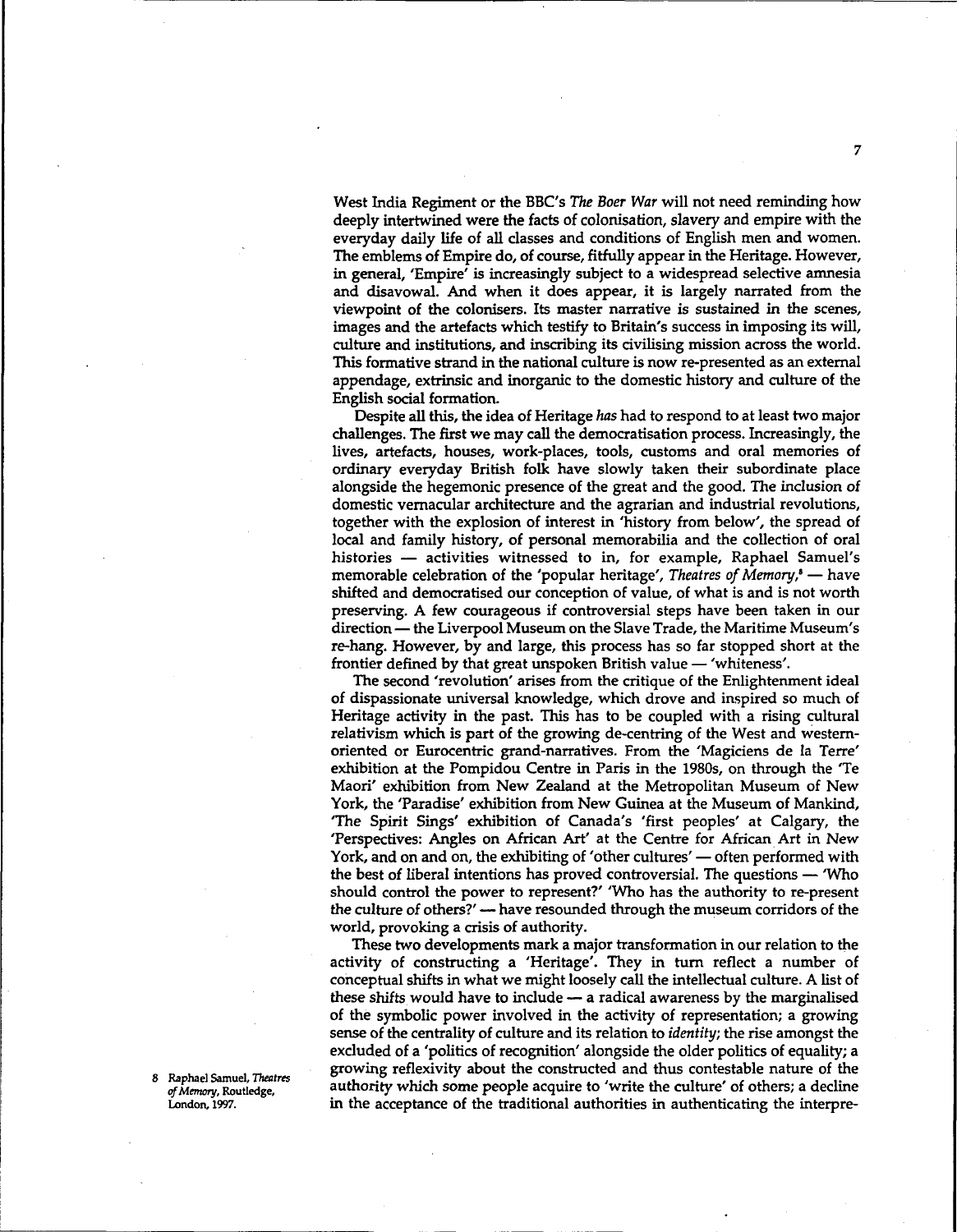West India Regiment or the BBC's *The Boer War* will not need reminding how deeply intertwined were the facts of colonisation, slavery and empire with the everyday daily life of all classes and conditions of English men and women. The emblems of Empire do, of course, fitfully appear in the Heritage. However, in general, 'Empire' is increasingly subject to a widespread selective amnesia and disavowal. And when it does appear, it is largely narrated from the viewpoint of the colonisers. Its master narrative is sustained in the scenes, images and the artefacts which testify to Britain's success in imposing its will, culture and institutions, and inscribing its civilising mission across the world. This formative strand in the national culture is now re-presented as an external appendage, extrinsic and inorganic to the domestic history and culture of the English social formation.

Despite all this, the idea of Heritage *has* had to respond to at least two major challenges. The first we may call the democratisation process. Increasingly, the lives, artefacts, houses, work-places, tools, customs and oral memories of ordinary everyday British folk have slowly taken their subordinate place alongside the hegemonic presence of the great and the good. The inclusion of domestic vernacular architecture and the agrarian and industrial revolutions, together with the explosion of interest in 'history from below', the spread of local and family history, of personal memorabilia and the collection of oral histories — activities witnessed to in, for example, Raphael Samuel's memorable celebration of the 'popular heritage', *Theatres of Memory*,[8] — have shifted and democratised our conception of value, of what is and is not worth preserving. A few courageous if controversial steps have been taken in our direction — the Liverpool Museum on the Slave Trade, the Maritime Museum's re-hang. However, by and large, this process has so far stopped short at the frontier defined by that great unspoken British value — 'whiteness'.

The second 'revolution' arises from the critique of the Enlightenment ideal of dispassionate universal knowledge, which drove and inspired so much of Heritage activity in the past. This has to be coupled with a rising cultural relativism which is part of the growing de-centring of the West and western-oriented or Eurocentric grand-narratives. From the 'Magiciens de la Terre' exhibition at the Pompidou Centre in Paris in the 1980s, on through the 'Te Maori' exhibition from New Zealand at the Metropolitan Museum of New York, the 'Paradise' exhibition from New Guinea at the Museum of Mankind, 'The Spirit Sings' exhibition of Canada's 'first peoples' at Calgary, the 'Perspectives: Angles on African Art' at the Centre for African Art in New York, and on and on, the exhibiting of 'other cultures' — often performed with the best of liberal intentions has proved controversial. The questions — 'Who should control the power to represent?' 'Who has the authority to re-present the culture of others?' — have resounded through the museum corridors of the world, provoking a crisis of authority.

These two developments mark a major transformation in our relation to the activity of constructing a 'Heritage'. They in turn reflect a number of conceptual shifts in what we might loosely call the intellectual culture. A list of these shifts would have to include — a radical awareness by the marginalised of the symbolic power involved in the activity of representation; a growing sense of the centrality of culture and its relation to *identity*; the rise amongst the excluded of a 'politics of recognition' alongside the older politics of equality; a growing reflexivity about the constructed and thus contestable nature of the authority which some people acquire to 'write the culture' of others; a decline in the acceptance of the traditional authorities in authenticating the interpre-

8 Raphael Samuel, *Theatres of Memory*, Routledge, London, 1997.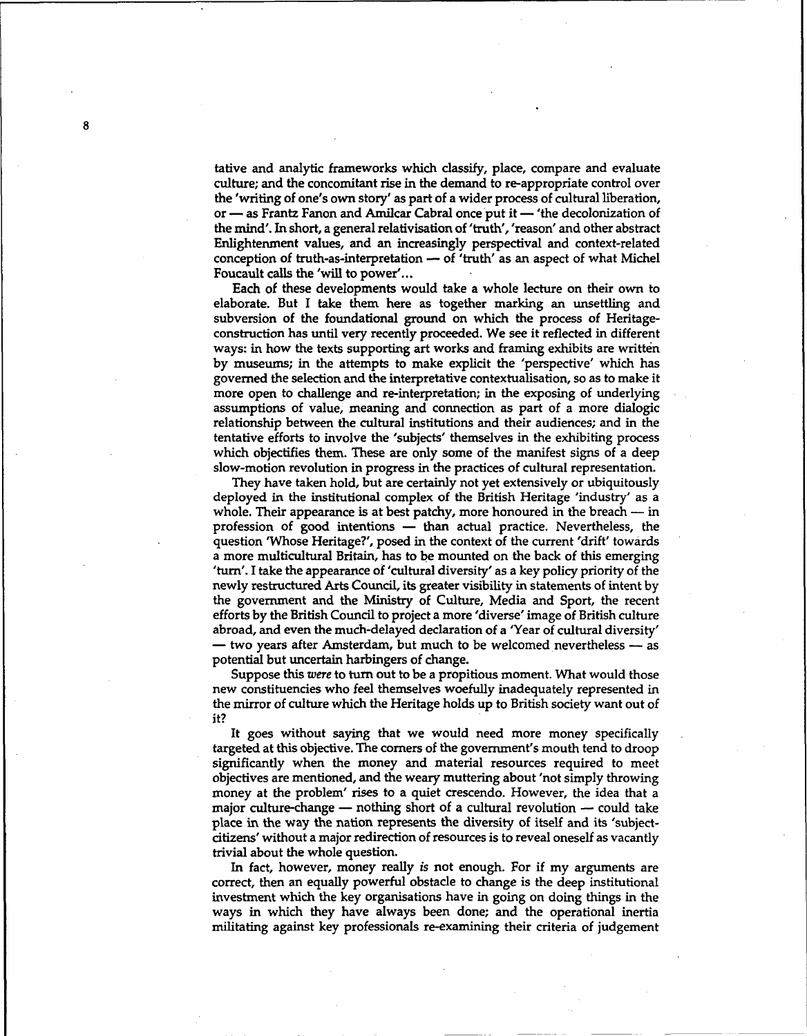tative and analytic frameworks which classify, place, compare and evaluate culture; and the concomitant rise in the demand to re-appropriate control over the 'writing of one's own story' as part of a wider process of cultural liberation, or — as Frantz Fanon and Amilcar Cabral once put it — 'the decolonization of the mind'. In short, a general relativisation of 'truth', 'reason' and other abstract Enlightenment values, and an increasingly perspectival and context-related conception of truth-as-interpretation — of 'truth' as an aspect of what Michel Foucault calls the 'will to power'...

Each of these developments would take a whole lecture on their own to elaborate. But I take them here as together marking an unsettling and subversion of the foundational ground on which the process of Heritage-construction has until very recently proceeded. We see it reflected in different ways: in how the texts supporting art works and framing exhibits are written by museums; in the attempts to make explicit the 'perspective' which has governed the selection and the interpretative contextualisation, so as to make it more open to challenge and re-interpretation; in the exposing of underlying assumptions of value, meaning and connection as part of a more dialogic relationship between the cultural institutions and their audiences; and in the tentative efforts to involve the 'subjects' themselves in the exhibiting process which objectifies them. These are only some of the manifest signs of a deep slow-motion revolution in progress in the practices of cultural representation.

They have taken hold, but are certainly not yet extensively or ubiquitously deployed in the institutional complex of the British Heritage 'industry' as a whole. Their appearance is at best patchy, more honoured in the breach — in profession of good intentions — than actual practice. Nevertheless, the question 'Whose Heritage?', posed in the context of the current 'drift' towards a more multicultural Britain, has to be mounted on the back of this emerging 'turn'. I take the appearance of 'cultural diversity' as a key policy priority of the newly restructured Arts Council, its greater visibility in statements of intent by the government and the Ministry of Culture, Media and Sport, the recent efforts by the British Council to project a more 'diverse' image of British culture abroad, and even the much-delayed declaration of a 'Year of cultural diversity' — two years after Amsterdam, but much to be welcomed nevertheless — as potential but uncertain harbingers of change.

Suppose this *were* to turn out to be a propitious moment. What would those new constituencies who feel themselves woefully inadequately represented in the mirror of culture which the Heritage holds up to British society want out of it?

It goes without saying that we would need more money specifically targeted at this objective. The corners of the government's mouth tend to droop significantly when the money and material resources required to meet objectives are mentioned, and the weary muttering about 'not simply throwing money at the problem' rises to a quiet crescendo. However, the idea that a major culture-change — nothing short of a cultural revolution — could take place in the way the nation represents the diversity of itself and its 'subject-citizens' without a major redirection of resources is to reveal oneself as vacantly trivial about the whole question.

In fact, however, money really *is* not enough. For if my arguments are correct, then an equally powerful obstacle to change is the deep institutional investment which the key organisations have in going on doing things in the ways in which they have always been done; and the operational inertia militating against key professionals re-examining their criteria of judgement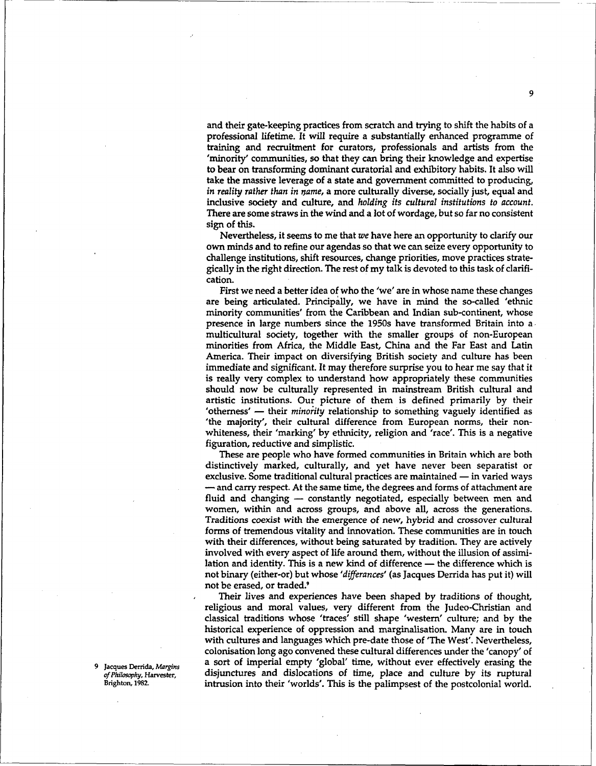and their gate-keeping practices from scratch and trying to shift the habits of a professional lifetime. It will require a substantially enhanced programme of training and recruitment for curators, professionals and artists from the 'minority' communities, so that they can bring their knowledge and expertise to bear on transforming dominant curatorial and exhibitory habits. It also will take the massive leverage of a state and government committed to producing, *in reality rather than in name*, a more culturally diverse, socially just, equal and inclusive society and culture, and *holding its cultural institutions to account*. There are some straws in the wind and a lot of wordage, but so far no consistent sign of this.

Nevertheless, it seems to me that *we* have here an opportunity to clarify our own minds and to refine our agendas so that we can seize every opportunity to challenge institutions, shift resources, change priorities, move practices strategically in the right direction. The rest of my talk is devoted to this task of clarification.

First we need a better idea of who the 'we' are in whose name these changes are being articulated. Principally, we have in mind the so-called 'ethnic minority communities' from the Caribbean and Indian sub-continent, whose presence in large numbers since the 1950s have transformed Britain into a multicultural society, together with the smaller groups of non-European minorities from Africa, the Middle East, China and the Far East and Latin America. Their impact on diversifying British society and culture has been immediate and significant. It may therefore surprise you to hear me say that it is really very complex to understand how appropriately these communities should now be culturally represented in mainstream British cultural and artistic institutions. Our picture of them is defined primarily by their 'otherness' — their *minority* relationship to something vaguely identified as 'the majority', their cultural difference from European norms, their non-whiteness, their 'marking' by ethnicity, religion and 'race'. This is a negative figuration, reductive and simplistic.

These are people who have formed communities in Britain which are both distinctively marked, culturally, and yet have never been separatist or exclusive. Some traditional cultural practices are maintained — in varied ways — and carry respect. At the same time, the degrees and forms of attachment are fluid and changing — constantly negotiated, especially between men and women, within and across groups, and above all, across the generations. Traditions coexist with the emergence of new, hybrid and crossover cultural forms of tremendous vitality and innovation. These communities are in touch with their differences, without being saturated by tradition. They are actively involved with every aspect of life around them, without the illusion of assimilation and identity. This is a new kind of difference — the difference which is not binary (either-or) but whose '*differances*' (as Jacques Derrida has put it) will not be erased, or traded.[9]

Their lives and experiences have been shaped by traditions of thought, religious and moral values, very different from the Judeo-Christian and classical traditions whose 'traces' still shape 'western' culture; and by the historical experience of oppression and marginalisation. Many are in touch with cultures and languages which pre-date those of 'The West'. Nevertheless, colonisation long ago convened these cultural differences under the 'canopy' of a sort of imperial empty 'global' time, without ever effectively erasing the disjunctures and dislocations of time, place and culture by its ruptural intrusion into their 'worlds'. This is the palimpsest of the postcolonial world.

9 Jacques Derrida, *Margins of Philosophy*, Harvester, Brighton, 1982.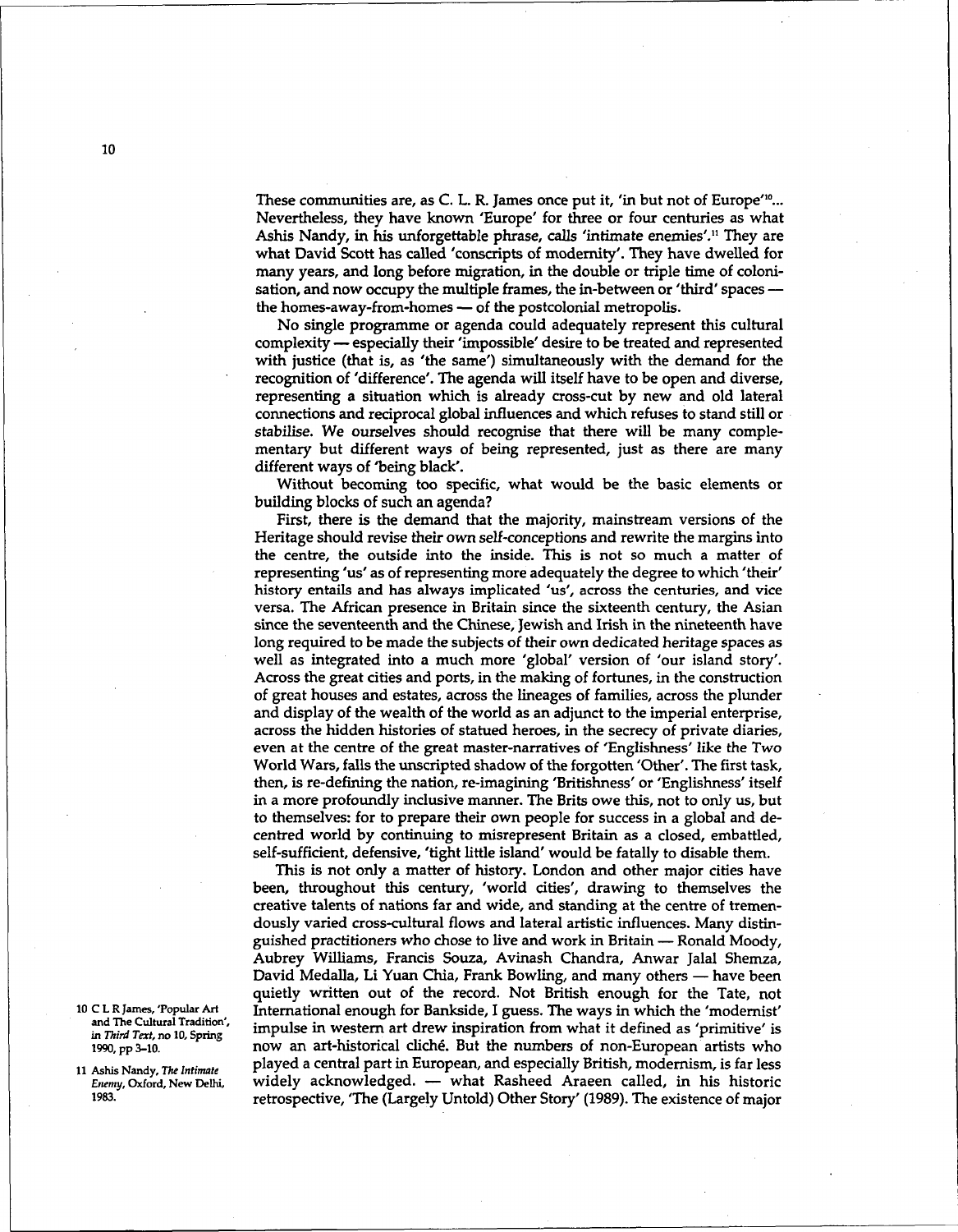These communities are, as C. L. R. James once put it, 'in but not of Europe'[10]... Nevertheless, they have known 'Europe' for three or four centuries as what Ashis Nandy, in his unforgettable phrase, calls 'intimate enemies'.[11] They are what David Scott has called 'conscripts of modernity'. They have dwelled for many years, and long before migration, in the double or triple time of colonisation, and now occupy the multiple frames, the in-between or 'third' spaces — the homes-away-from-homes — of the postcolonial metropolis.

No single programme or agenda could adequately represent this cultural complexity — especially their 'impossible' desire to be treated and represented with justice (that is, as 'the same') simultaneously with the demand for the recognition of 'difference'. The agenda will itself have to be open and diverse, representing a situation which is already cross-cut by new and old lateral connections and reciprocal global influences and which refuses to stand still or stabilise. We ourselves should recognise that there will be many complementary but different ways of being represented, just as there are many different ways of 'being black'.

Without becoming too specific, what would be the basic elements or building blocks of such an agenda?

First, there is the demand that the majority, mainstream versions of the Heritage should revise their own self-conceptions and rewrite the margins into the centre, the outside into the inside. This is not so much a matter of representing 'us' as of representing more adequately the degree to which 'their' history entails and has always implicated 'us', across the centuries, and vice versa. The African presence in Britain since the sixteenth century, the Asian since the seventeenth and the Chinese, Jewish and Irish in the nineteenth have long required to be made the subjects of their own dedicated heritage spaces as well as integrated into a much more 'global' version of 'our island story'. Across the great cities and ports, in the making of fortunes, in the construction of great houses and estates, across the lineages of families, across the plunder and display of the wealth of the world as an adjunct to the imperial enterprise, across the hidden histories of statued heroes, in the secrecy of private diaries, even at the centre of the great master-narratives of 'Englishness' like the Two World Wars, falls the unscripted shadow of the forgotten 'Other'. The first task, then, is re-defining the nation, re-imagining 'Britishness' or 'Englishness' itself in a more profoundly inclusive manner. The Brits owe this, not to only us, but to themselves: for to prepare their own people for success in a global and de-centred world by continuing to misrepresent Britain as a closed, embattled, self-sufficient, defensive, 'tight little island' would be fatally to disable them.

This is not only a matter of history. London and other major cities have been, throughout this century, 'world cities', drawing to themselves the creative talents of nations far and wide, and standing at the centre of tremendously varied cross-cultural flows and lateral artistic influences. Many distinguished practitioners who chose to live and work in Britain — Ronald Moody, Aubrey Williams, Francis Souza, Avinash Chandra, Anwar Jalal Shemza, David Medalla, Li Yuan Chia, Frank Bowling, and many others — have been quietly written out of the record. Not British enough for the Tate, not International enough for Bankside, I guess. The ways in which the 'modernist' impulse in western art drew inspiration from what it defined as 'primitive' is now an art-historical cliché. But the numbers of non-European artists who played a central part in European, and especially British, modernism, is far less widely acknowledged. — what Rasheed Araeen called, in his historic retrospective, 'The (Largely Untold) Other Story' (1989). The existence of major

---

10 C L R James, 'Popular Art and The Cultural Tradition', in *Third Text*, no 10, Spring 1990, pp 3–10.

11 Ashis Nandy, *The Intimate Enemy*, Oxford, New Delhi, 1983.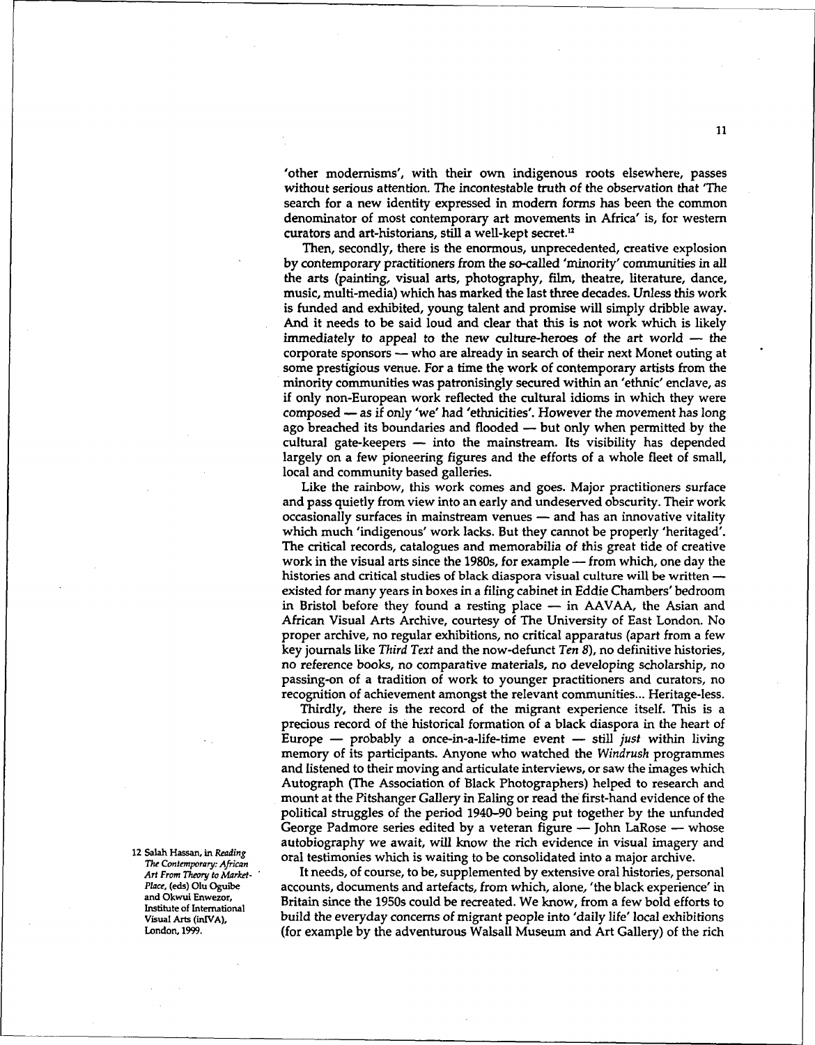'other modernisms', with their own indigenous roots elsewhere, passes without serious attention. The incontestable truth of the observation that 'The search for a new identity expressed in modern forms has been the common denominator of most contemporary art movements in Africa' is, for western curators and art-historians, still a well-kept secret.[12]

Then, secondly, there is the enormous, unprecedented, creative explosion by contemporary practitioners from the so-called 'minority' communities in all the arts (painting, visual arts, photography, film, theatre, literature, dance, music, multi-media) which has marked the last three decades. Unless this work is funded and exhibited, young talent and promise will simply dribble away. And it needs to be said loud and clear that this is not work which is likely immediately to appeal to the new culture-heroes of the art world — the corporate sponsors — who are already in search of their next Monet outing at some prestigious venue. For a time the work of contemporary artists from the minority communities was patronisingly secured within an 'ethnic' enclave, as if only non-European work reflected the cultural idioms in which they were composed — as if only 'we' had 'ethnicities'. However the movement has long ago breached its boundaries and flooded — but only when permitted by the cultural gate-keepers — into the mainstream. Its visibility has depended largely on a few pioneering figures and the efforts of a whole fleet of small, local and community based galleries.

Like the rainbow, this work comes and goes. Major practitioners surface and pass quietly from view into an early and undeserved obscurity. Their work occasionally surfaces in mainstream venues — and has an innovative vitality which much 'indigenous' work lacks. But they cannot be properly 'heritaged'. The critical records, catalogues and memorabilia of this great tide of creative work in the visual arts since the 1980s, for example — from which, one day the histories and critical studies of black diaspora visual culture will be written — existed for many years in boxes in a filing cabinet in Eddie Chambers' bedroom in Bristol before they found a resting place — in AAVAA, the Asian and African Visual Arts Archive, courtesy of The University of East London. No proper archive, no regular exhibitions, no critical apparatus (apart from a few key journals like *Third Text* and the now-defunct *Ten 8*), no definitive histories, no reference books, no comparative materials, no developing scholarship, no passing-on of a tradition of work to younger practitioners and curators, no recognition of achievement amongst the relevant communities... Heritage-less.

Thirdly, there is the record of the migrant experience itself. This is a precious record of the historical formation of a black diaspora in the heart of Europe — probably a once-in-a-life-time event — still *just* within living memory of its participants. Anyone who watched the *Windrush* programmes and listened to their moving and articulate interviews, or saw the images which Autograph (The Association of Black Photographers) helped to research and mount at the Pitshanger Gallery in Ealing or read the first-hand evidence of the political struggles of the period 1940–90 being put together by the unfunded George Padmore series edited by a veteran figure — John LaRose — whose autobiography we await, will know the rich evidence in visual imagery and oral testimonies which is waiting to be consolidated into a major archive.

It needs, of course, to be, supplemented by extensive oral histories, personal accounts, documents and artefacts, from which, alone, 'the black experience' in Britain since the 1950s could be recreated. We know, from a few bold efforts to build the everyday concerns of migrant people into 'daily life' local exhibitions (for example by the adventurous Walsall Museum and Art Gallery) of the rich

12 Salah Hassan, in *Reading The Contemporary: African Art From Theory to Market-Place*, (eds) Olu Oguibe and Okwui Enwezor, Institute of International Visual Arts (inIVA), London, 1999.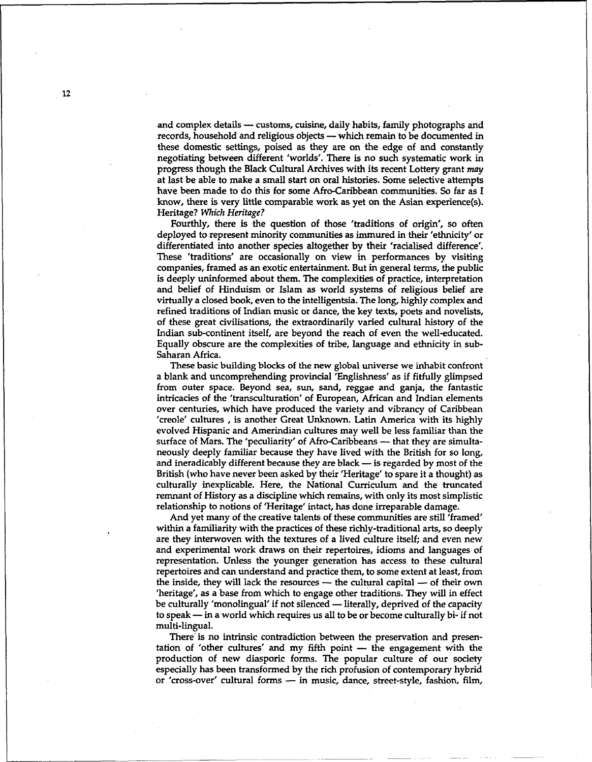and complex details — customs, cuisine, daily habits, family photographs and records, household and religious objects — which remain to be documented in these domestic settings, poised as they are on the edge of and constantly negotiating between different 'worlds'. There is no such systematic work in progress though the Black Cultural Archives with its recent Lottery grant *may* at last be able to make a small start on oral histories. Some selective attempts have been made to do this for some Afro-Caribbean communities. So far as I know, there is very little comparable work as yet on the Asian experience(s). Heritage? *Which Heritage?*

Fourthly, there is the question of those 'traditions of origin', so often deployed to represent minority communities as immured in their 'ethnicity' or differentiated into another species altogether by their 'racialised difference'. These 'traditions' are occasionally on view in performances by visiting companies, framed as an exotic entertainment. But in general terms, the public is deeply uninformed about them. The complexities of practice, interpretation and belief of Hinduism or Islam as world systems of religious belief are virtually a closed book, even to the intelligentsia. The long, highly complex and refined traditions of Indian music or dance, the key texts, poets and novelists, of these great civilisations, the extraordinarily varied cultural history of the Indian sub-continent itself, are beyond the reach of even the well-educated. Equally obscure are the complexities of tribe, language and ethnicity in sub-Saharan Africa.

These basic building blocks of the new global universe we inhabit confront a blank and uncomprehending provincial 'Englishness' as if fitfully glimpsed from outer space. Beyond sea, sun, sand, reggae and ganja, the fantastic intricacies of the 'transculturation' of European, African and Indian elements over centuries, which have produced the variety and vibrancy of Caribbean 'creole' cultures , is another Great Unknown. Latin America with its highly evolved Hispanic and Amerindian cultures may well be less familiar than the surface of Mars. The 'peculiarity' of Afro-Caribbeans — that they are simultaneously deeply familiar because they have lived with the British for so long, and ineradicably different because they are black — is regarded by most of the British (who have never been asked by their 'Heritage' to spare it a thought) as culturally inexplicable. Here, the National Curriculum and the truncated remnant of History as a discipline which remains, with only its most simplistic relationship to notions of 'Heritage' intact, has done irreparable damage.

And yet many of the creative talents of these communities are still 'framed' within a familiarity with the practices of these richly-traditional arts, so deeply are they interwoven with the textures of a lived culture itself; and even new and experimental work draws on their repertoires, idioms and languages of representation. Unless the younger generation has access to these cultural repertoires and can understand and practice them, to some extent at least, from the inside, they will lack the resources — the cultural capital — of their own 'heritage', as a base from which to engage other traditions. They will in effect be culturally 'monolingual' if not silenced — literally, deprived of the capacity to speak — in a world which requires us all to be or become culturally bi- if not multi-lingual.

There is no intrinsic contradiction between the preservation and presentation of 'other cultures' and my fifth point — the engagement with the production of new diasporic forms. The popular culture of our society especially has been transformed by the rich profusion of contemporary hybrid or 'cross-over' cultural forms — in music, dance, street-style, fashion, film,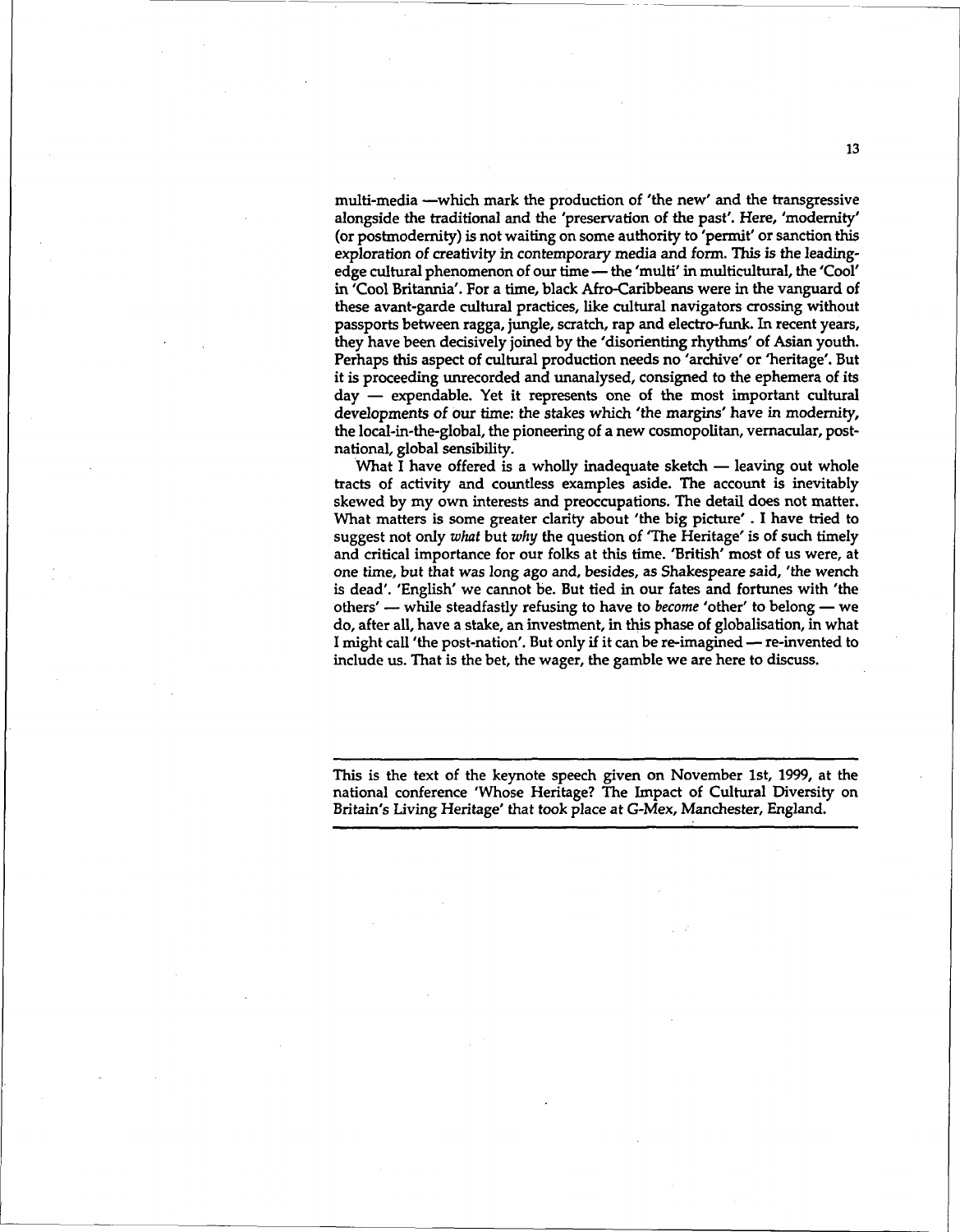multi-media —which mark the production of 'the new' and the transgressive alongside the traditional and the 'preservation of the past'. Here, 'modernity' (or postmodernity) is not waiting on some authority to 'permit' or sanction this exploration of creativity in contemporary media and form. This is the leading-edge cultural phenomenon of our time — the 'multi' in multicultural, the 'Cool' in 'Cool Britannia'. For a time, black Afro-Caribbeans were in the vanguard of these avant-garde cultural practices, like cultural navigators crossing without passports between ragga, jungle, scratch, rap and electro-funk. In recent years, they have been decisively joined by the 'disorienting rhythms' of Asian youth. Perhaps this aspect of cultural production needs no 'archive' or 'heritage'. But it is proceeding unrecorded and unanalysed, consigned to the ephemera of its day — expendable. Yet it represents one of the most important cultural developments of our time: the stakes which 'the margins' have in modernity, the local-in-the-global, the pioneering of a new cosmopolitan, vernacular, post-national, global sensibility.

What I have offered is a wholly inadequate sketch — leaving out whole tracts of activity and countless examples aside. The account is inevitably skewed by my own interests and preoccupations. The detail does not matter. What matters is some greater clarity about 'the big picture' . I have tried to suggest not only *what* but *why* the question of 'The Heritage' is of such timely and critical importance for our folks at this time. 'British' most of us were, at one time, but that was long ago and, besides, as Shakespeare said, 'the wench is dead'. 'English' we cannot be. But tied in our fates and fortunes with 'the others' — while steadfastly refusing to have to *become* 'other' to belong — we do, after all, have a stake, an investment, in this phase of globalisation, in what I might call 'the post-nation'. But only if it can be re-imagined — re-invented to include us. That is the bet, the wager, the gamble we are here to discuss.

---

This is the text of the keynote speech given on November 1st, 1999, at the national conference 'Whose Heritage? The Impact of Cultural Diversity on Britain's Living Heritage' that took place at G-Mex, Manchester, England.

---